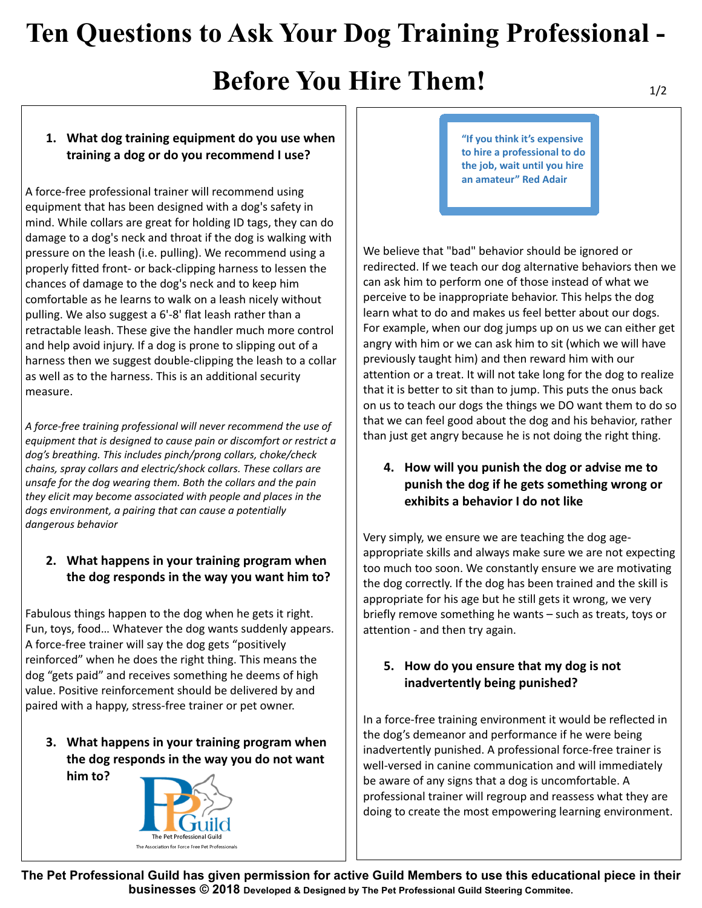# Ten Questions to Ask Your Dog Training Professional - Before You Hire Them!

1. **What dog training equipment do you use when training a dog or do you recommend I use?**

A force-free professional trainer will recommend using equipment that has been designed with a dog's safety in mind. While collars are great for holding ID tags, they can do damage to a dog's neck and throat if the dog is walking with pressure on the leash (i.e. pulling). We recommend using a properly fitted front- or back-clipping harness to lessen the chances of damage to the dog's neck and to keep him comfortable as he learns to walk on a leash nicely without pulling. We also suggest a 6'-8' flat leash rather than a retractable leash. These give the handler much more control and help avoid injury. If a dog is prone to slipping out of a harness then we suggest double-clipping the leash to a collar as well as to the harness. This is an additional security measure.

*A force-free training professional will never recommend the use of equipment that is designed to cause pain or discomfort or restrict a dog's breathing. This includes pinch/prong collars, choke/check chains, spray collars and electric/shock collars. These collars are unsafe for the dog wearing them. Both the collars and the pain they elicit may become associated with people and places in the dogs environment, a pairing that can cause a potentially dangerous behavior*

2. **What happens in your training program when the dog responds in the way you want him to?**

Fabulous things happen to the dog when he gets it right. Fun, toys, food… Whatever the dog wants suddenly appears. A force-free trainer will say the dog gets "positively reinforced" when he does the right thing. This means the dog "gets paid" and receives something he deems of high value. Positive reinforcement should be delivered by and paired with a happy, stress-free trainer or pet owner.

3. **What happens in your training program when the dog responds in the way you do not want him to?**

> **"If you think it's expensive to hire a professional to do the job, wait until you hire an amateur" Red Adair**

We believe that "bad" behavior should be ignored or redirected. If we teach our dog alternative behaviors then we can ask him to perform one of those instead of what we perceive to be inappropriate behavior. This helps the dog learn what to do and makes us feel better about our dogs. For example, when our dog jumps up on us we can either get angry with him or we can ask him to sit (which we will have previously taught him) and then reward him with our attention or a treat. It will not take long for the dog to realize that it is better to sit than to jump. This puts the onus back on us to teach our dogs the things we DO want them to do so that we can feel good about the dog and his behavior, rather than just get angry because he is not doing the right thing.

4. **How will you punish the dog or advise me to punish the dog if he gets something wrong or exhibits a behavior I do not like**

Very simply, we ensure we are teaching the dog age-appropriate skills and always make sure we are not expecting too much too soon. We constantly ensure we are motivating the dog correctly. If the dog has been trained and the skill is appropriate for his age but he still gets it wrong, we very briefly remove something he wants – such as treats, toys or attention - and then try again.

5. **How do you ensure that my dog is not inadvertently being punished?**

In a force-free training environment it would be reflected in the dog's demeanor and performance if he were being inadvertently punished. A professional force-free trainer is well-versed in canine communication and will immediately be aware of any signs that a dog is uncomfortable. A professional trainer will regroup and reassess what they are doing to create the most empowering learning environment.

PPGuild – The Pet Professional Guild – The Association for Force Free Pet Professionals

**The Pet Professional Guild has given permission for active Guild Members to use this educational piece in their businesses © 2018** Developed & Designed by The Pet Professional Guild Steering Commitee.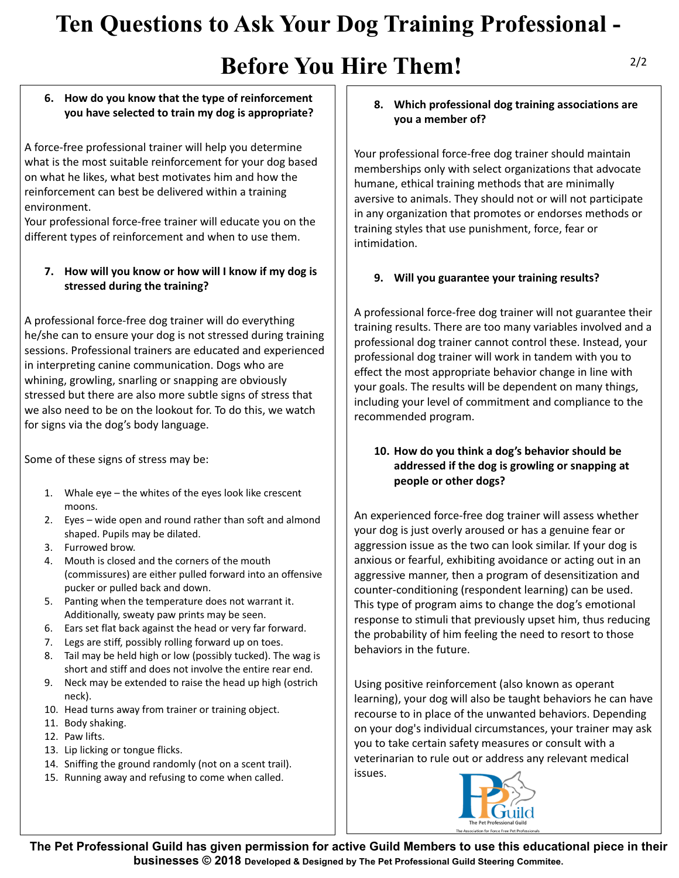# Ten Questions to Ask Your Dog Training Professional - Before You Hire Them!

**6. How do you know that the type of reinforcement you have selected to train my dog is appropriate?**

A force-free professional trainer will help you determine what is the most suitable reinforcement for your dog based on what he likes, what best motivates him and how the reinforcement can best be delivered within a training environment.
Your professional force-free trainer will educate you on the different types of reinforcement and when to use them.

**7. How will you know or how will I know if my dog is stressed during the training?**

A professional force-free dog trainer will do everything he/she can to ensure your dog is not stressed during training sessions. Professional trainers are educated and experienced in interpreting canine communication. Dogs who are whining, growling, snarling or snapping are obviously stressed but there are also more subtle signs of stress that we also need to be on the lookout for. To do this, we watch for signs via the dog's body language.

Some of these signs of stress may be:

1. Whale eye – the whites of the eyes look like crescent moons.
2. Eyes – wide open and round rather than soft and almond shaped. Pupils may be dilated.
3. Furrowed brow.
4. Mouth is closed and the corners of the mouth (commissures) are either pulled forward into an offensive pucker or pulled back and down.
5. Panting when the temperature does not warrant it. Additionally, sweaty paw prints may be seen.
6. Ears set flat back against the head or very far forward.
7. Legs are stiff, possibly rolling forward up on toes.
8. Tail may be held high or low (possibly tucked). The wag is short and stiff and does not involve the entire rear end.
9. Neck may be extended to raise the head up high (ostrich neck).
10. Head turns away from trainer or training object.
11. Body shaking.
12. Paw lifts.
13. Lip licking or tongue flicks.
14. Sniffing the ground randomly (not on a scent trail).
15. Running away and refusing to come when called.

**8. Which professional dog training associations are you a member of?**

Your professional force-free dog trainer should maintain memberships only with select organizations that advocate humane, ethical training methods that are minimally aversive to animals. They should not or will not participate in any organization that promotes or endorses methods or training styles that use punishment, force, fear or intimidation.

**9. Will you guarantee your training results?**

A professional force-free dog trainer will not guarantee their training results. There are too many variables involved and a professional dog trainer cannot control these. Instead, your professional dog trainer will work in tandem with you to effect the most appropriate behavior change in line with your goals. The results will be dependent on many things, including your level of commitment and compliance to the recommended program.

**10. How do you think a dog's behavior should be addressed if the dog is growling or snapping at people or other dogs?**

An experienced force-free dog trainer will assess whether your dog is just overly aroused or has a genuine fear or aggression issue as the two can look similar. If your dog is anxious or fearful, exhibiting avoidance or acting out in an aggressive manner, then a program of desensitization and counter-conditioning (respondent learning) can be used. This type of program aims to change the dog's emotional response to stimuli that previously upset him, thus reducing the probability of him feeling the need to resort to those behaviors in the future.

Using positive reinforcement (also known as operant learning), your dog will also be taught behaviors he can have recourse to in place of the unwanted behaviors. Depending on your dog's individual circumstances, your trainer may ask you to take certain safety measures or consult with a veterinarian to rule out or address any relevant medical issues.

PPGuild
The Pet Professional Guild
The Association for Force Free Pet Professionals

**The Pet Professional Guild has given permission for active Guild Members to use this educational piece in their businesses © 2018** Developed & Designed by The Pet Professional Guild Steering Commitee.